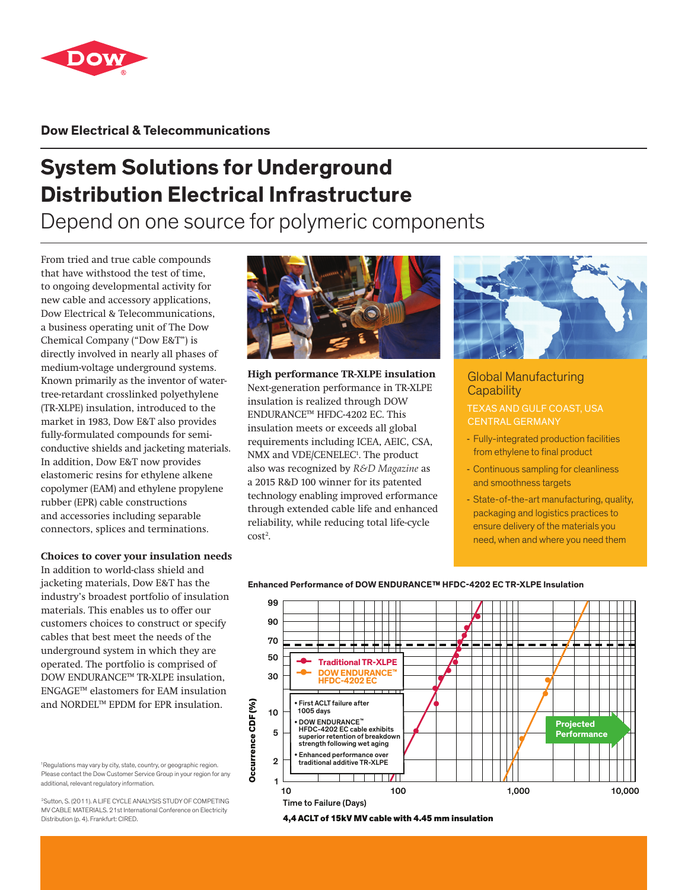## Dow Electrical & Telecommunications

# System Solutions for Underground Distribution Electrical Infrastructure

Depend on one source for polymeric components

From tried and true cable compounds that have withstood the test of time, to ongoing developmental activity for new cable and accessory applications, Dow Electrical & Telecommunications, a business operating unit of The Dow Chemical Company ("Dow E&T") is directly involved in nearly all phases of medium-voltage underground systems. Known primarily as the inventor of water-tree-retardant crosslinked polyethylene (TR-XLPE) insulation, introduced to the market in 1983, Dow E&T also provides fully-formulated compounds for semi-conductive shields and jacketing materials. In addition, Dow E&T now provides elastomeric resins for ethylene alkene copolymer (EAM) and ethylene propylene rubber (EPR) cable constructions and accessories including separable connectors, splices and terminations.

**Choices to cover your insulation needs**
In addition to world-class shield and jacketing materials, Dow E&T has the industry's broadest portfolio of insulation materials. This enables us to offer our customers choices to construct or specify cables that best meet the needs of the underground system in which they are operated. The portfolio is comprised of DOW ENDURANCE™ TR-XLPE insulation, ENGAGE™ elastomers for EAM insulation and NORDEL™ EPDM for EPR insulation.

**High performance TR-XLPE insulation**
Next-generation performance in TR-XLPE insulation is realized through DOW ENDURANCE™ HFDC-4202 EC. This insulation meets or exceeds all global requirements including ICEA, AEIC, CSA, NMX and VDE/CENELEC[1]. The product also was recognized by *R&D Magazine* as a 2015 R&D 100 winner for its patented technology enabling improved erformance through extended cable life and enhanced reliability, while reducing total life-cycle cost[2].

### Global Manufacturing Capability

TEXAS AND GULF COAST, USA
CENTRAL GERMANY

- Fully-integrated production facilities from ethylene to final product
- Continuous sampling for cleanliness and smoothness targets
- State-of-the-art manufacturing, quality, packaging and logistics practices to ensure delivery of the materials you need, when and where you need them

**Enhanced Performance of DOW ENDURANCE™ HFDC-4202 EC TR-XLPE Insulation**

Chart legend: Traditional TR-XLPE; DOW ENDURANCE™ HFDC-4202 EC

- First ACLT failure after 1005 days
- DOW ENDURANCE™ HFDC-4202 EC cable exhibits superior retention of breakdown strength following wet aging
- Enhanced performance over traditional additive TR-XLPE

Projected Performance

Occurrence CDF (%) vs. Time to Failure (Days)

**4,4 ACLT of 15kV MV cable with 4.45 mm insulation**

[1] Regulations may vary by city, state, country, or geographic region. Please contact the Dow Customer Service Group in your region for any additional, relevant regulatory information.

[2] Sutton, S. (2011). A LIFE CYCLE ANALYSIS STUDY OF COMPETING MV CABLE MATERIALS. 21st International Conference on Electricity Distribution (p. 4). Frankfurt: CIRED.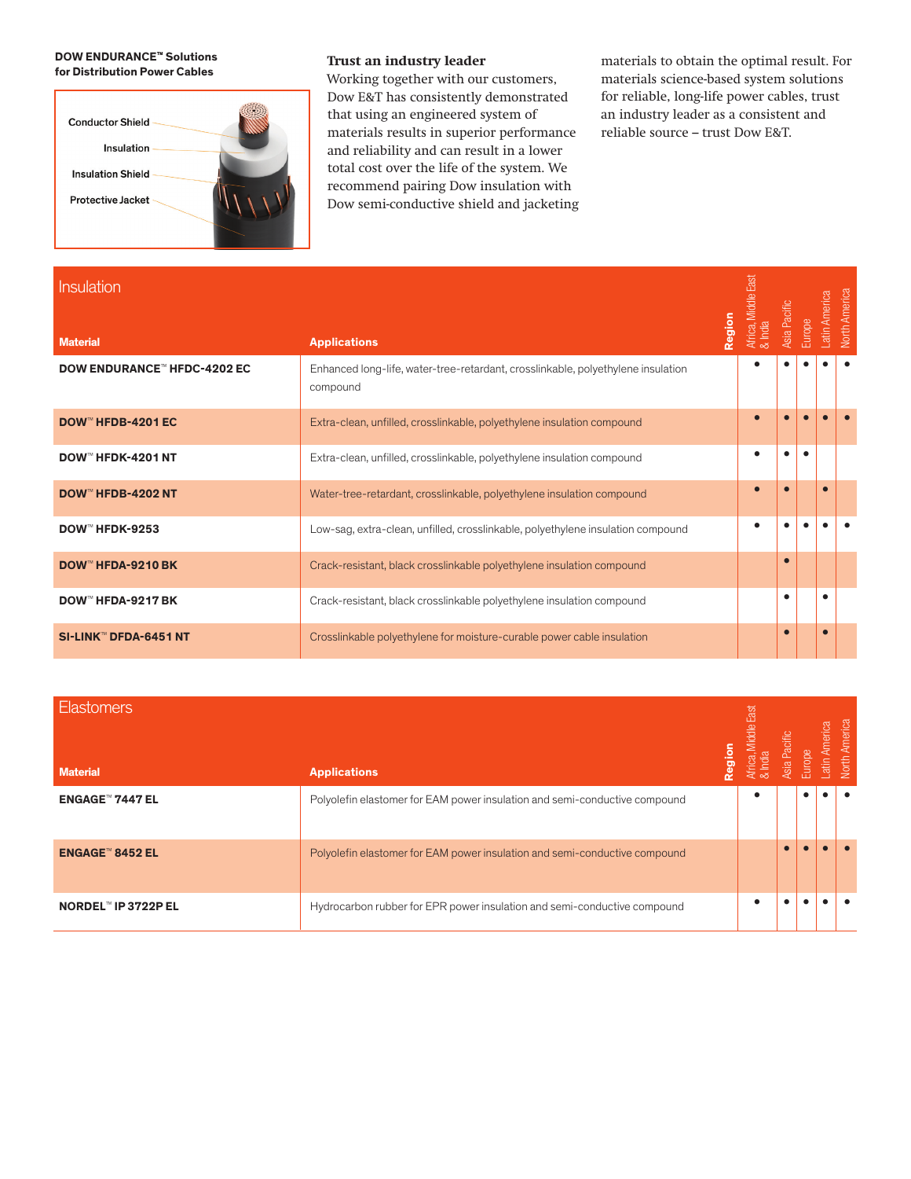**DOW ENDURANCE™ Solutions for Distribution Power Cables**

Conductor Shield

Insulation

Insulation Shield

Protective Jacket

**Trust an industry leader**

Working together with our customers, Dow E&T has consistently demonstrated that using an engineered system of materials results in superior performance and reliability and can result in a lower total cost over the life of the system. We recommend pairing Dow insulation with Dow semi-conductive shield and jacketing materials to obtain the optimal result. For materials science-based system solutions for reliable, long-life power cables, trust an industry leader as a consistent and reliable source – trust Dow E&T.

## Insulation

| Material | Applications | Africa, Middle East & India | Asia Pacific | Europe | Latin America | North America |
|---|---|---|---|---|---|---|
| **DOW ENDURANCE™ HFDC-4202 EC** | Enhanced long-life, water-tree-retardant, crosslinkable, polyethylene insulation compound | • | • | • | • | • |
| **DOW™ HFDB-4201 EC** | Extra-clean, unfilled, crosslinkable, polyethylene insulation compound | • | • | • | • | • |
| **DOW™ HFDK-4201 NT** | Extra-clean, unfilled, crosslinkable, polyethylene insulation compound | • | • | • | | |
| **DOW™ HFDB-4202 NT** | Water-tree-retardant, crosslinkable, polyethylene insulation compound | • | • | | • | |
| **DOW™ HFDK-9253** | Low-sag, extra-clean, unfilled, crosslinkable, polyethylene insulation compound | • | • | • | • | • |
| **DOW™ HFDA-9210 BK** | Crack-resistant, black crosslinkable polyethylene insulation compound | | • | | | |
| **DOW™ HFDA-9217 BK** | Crack-resistant, black crosslinkable polyethylene insulation compound | | • | | • | |
| **SI-LINK™ DFDA-6451 NT** | Crosslinkable polyethylene for moisture-curable power cable insulation | | • | | • | |

## Elastomers

| Material | Applications | Africa, Middle East & India | Asia Pacific | Europe | Latin America | North America |
|---|---|---|---|---|---|---|
| **ENGAGE™ 7447 EL** | Polyolefin elastomer for EAM power insulation and semi-conductive compound | • | | • | • | • |
| **ENGAGE™ 8452 EL** | Polyolefin elastomer for EAM power insulation and semi-conductive compound | | • | • | • | • |
| **NORDEL™ IP 3722P EL** | Hydrocarbon rubber for EPR power insulation and semi-conductive compound | • | • | • | • | • |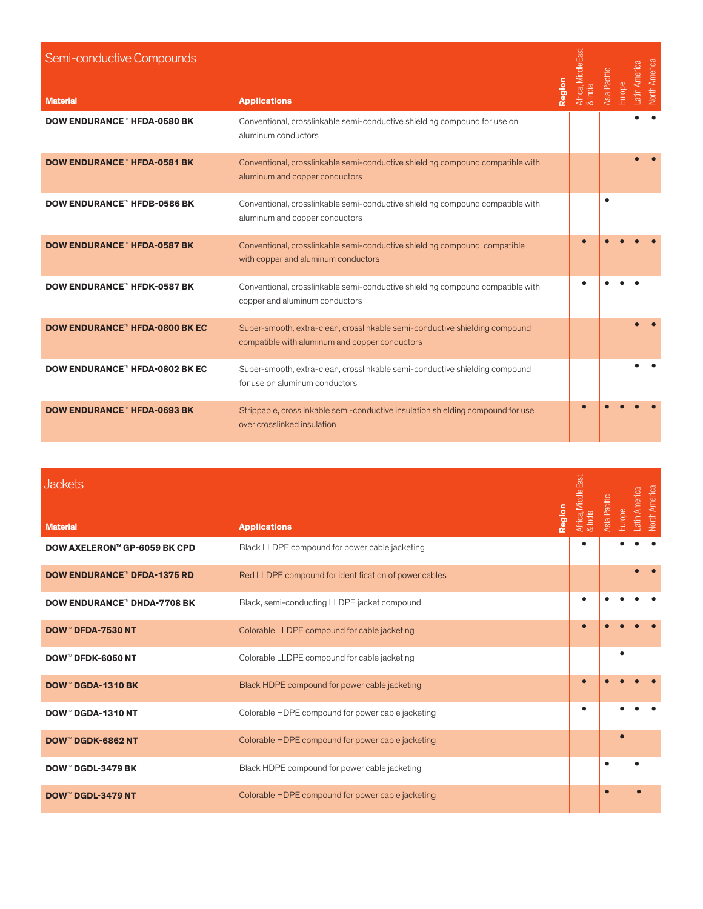## Semi-conductive Compounds

| Material | Applications | Africa, Middle East & India | Asia Pacific | Europe | Latin America | North America |
|---|---|---|---|---|---|---|
| **DOW ENDURANCE™ HFDA-0580 BK** | Conventional, crosslinkable semi-conductive shielding compound for use on aluminum conductors | | | | • | • |
| **DOW ENDURANCE™ HFDA-0581 BK** | Conventional, crosslinkable semi-conductive shielding compound compatible with aluminum and copper conductors | | | | • | • |
| **DOW ENDURANCE™ HFDB-0586 BK** | Conventional, crosslinkable semi-conductive shielding compound compatible with aluminum and copper conductors | | • | | | |
| **DOW ENDURANCE™ HFDA-0587 BK** | Conventional, crosslinkable semi-conductive shielding compound compatible with copper and aluminum conductors | • | • | • | • | • |
| **DOW ENDURANCE™ HFDK-0587 BK** | Conventional, crosslinkable semi-conductive shielding compound compatible with copper and aluminum conductors | • | • | • | • | |
| **DOW ENDURANCE™ HFDA-0800 BK EC** | Super-smooth, extra-clean, crosslinkable semi-conductive shielding compound compatible with aluminum and copper conductors | | | | • | • |
| **DOW ENDURANCE™ HFDA-0802 BK EC** | Super-smooth, extra-clean, crosslinkable semi-conductive shielding compound for use on aluminum conductors | | | | • | • |
| **DOW ENDURANCE™ HFDA-0693 BK** | Strippable, crosslinkable semi-conductive insulation shielding compound for use over crosslinked insulation | • | • | • | • | • |

## Jackets

| Material | Applications | Africa, Middle East & India | Asia Pacific | Europe | Latin America | North America |
|---|---|---|---|---|---|---|
| **DOW AXELERON™ GP-6059 BK CPD** | Black LLDPE compound for power cable jacketing | • | | • | • | • |
| **DOW ENDURANCE™ DFDA-1375 RD** | Red LLDPE compound for identification of power cables | | | | • | • |
| **DOW ENDURANCE™ DHDA-7708 BK** | Black, semi-conducting LLDPE jacket compound | • | • | • | • | • |
| **DOW™ DFDA-7530 NT** | Colorable LLDPE compound for cable jacketing | • | • | • | • | • |
| **DOW™ DFDK-6050 NT** | Colorable LLDPE compound for cable jacketing | | | • | | |
| **DOW™ DGDA-1310 BK** | Black HDPE compound for power cable jacketing | • | • | • | • | • |
| **DOW™ DGDA-1310 NT** | Colorable HDPE compound for power cable jacketing | • | | • | • | • |
| **DOW™ DGDK-6862 NT** | Colorable HDPE compound for power cable jacketing | | | • | | |
| **DOW™ DGDL-3479 BK** | Black HDPE compound for power cable jacketing | | • | | • | |
| **DOW™ DGDL-3479 NT** | Colorable HDPE compound for power cable jacketing | | • | | • | |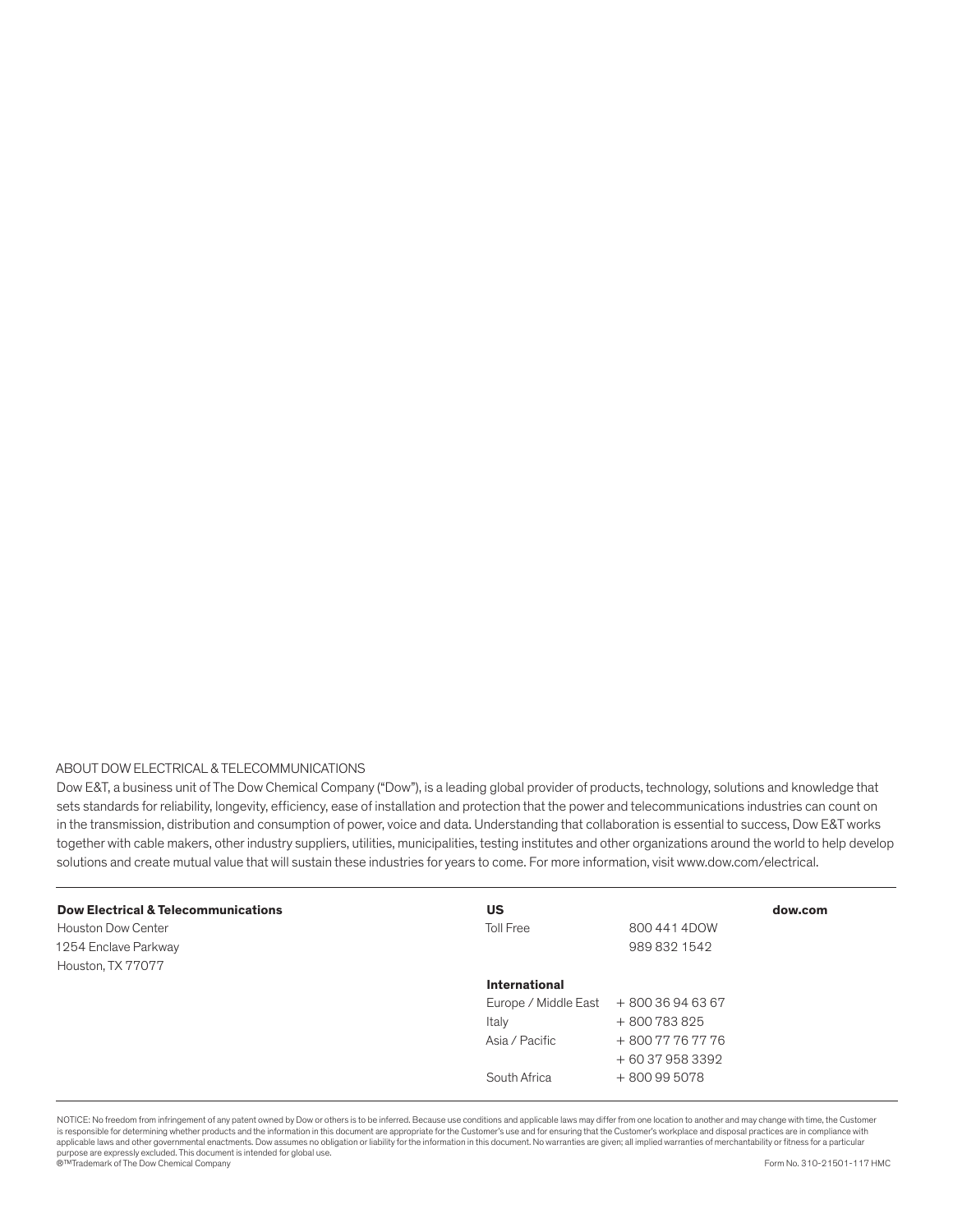ABOUT DOW ELECTRICAL & TELECOMMUNICATIONS

Dow E&T, a business unit of The Dow Chemical Company ("Dow"), is a leading global provider of products, technology, solutions and knowledge that sets standards for reliability, longevity, efficiency, ease of installation and protection that the power and telecommunications industries can count on in the transmission, distribution and consumption of power, voice and data. Understanding that collaboration is essential to success, Dow E&T works together with cable makers, other industry suppliers, utilities, municipalities, testing institutes and other organizations around the world to help develop solutions and create mutual value that will sustain these industries for years to come. For more information, visit www.dow.com/electrical.

**Dow Electrical & Telecommunications**
Houston Dow Center
1254 Enclave Parkway
Houston, TX 77077

**US**

| | |
|---|---|
| Toll Free | 800 441 4DOW |
| | 989 832 1542 |

**International**

| | |
|---|---|
| Europe / Middle East | + 800 36 94 63 67 |
| Italy | + 800 783 825 |
| Asia / Pacific | + 800 77 76 77 76 |
| | + 60 37 958 3392 |
| South Africa | + 800 99 5078 |

**dow.com**

NOTICE: No freedom from infringement of any patent owned by Dow or others is to be inferred. Because use conditions and applicable laws may differ from one location to another and may change with time, the Customer is responsible for determining whether products and the information in this document are appropriate for the Customer's use and for ensuring that the Customer's workplace and disposal practices are in compliance with applicable laws and other governmental enactments. Dow assumes no obligation or liability for the information in this document. No warranties are given; all implied warranties of merchantability or fitness for a particular purpose are expressly excluded. This document is intended for global use.
®™Trademark of The Dow Chemical Company

Form No. 310-21501-117 HMC